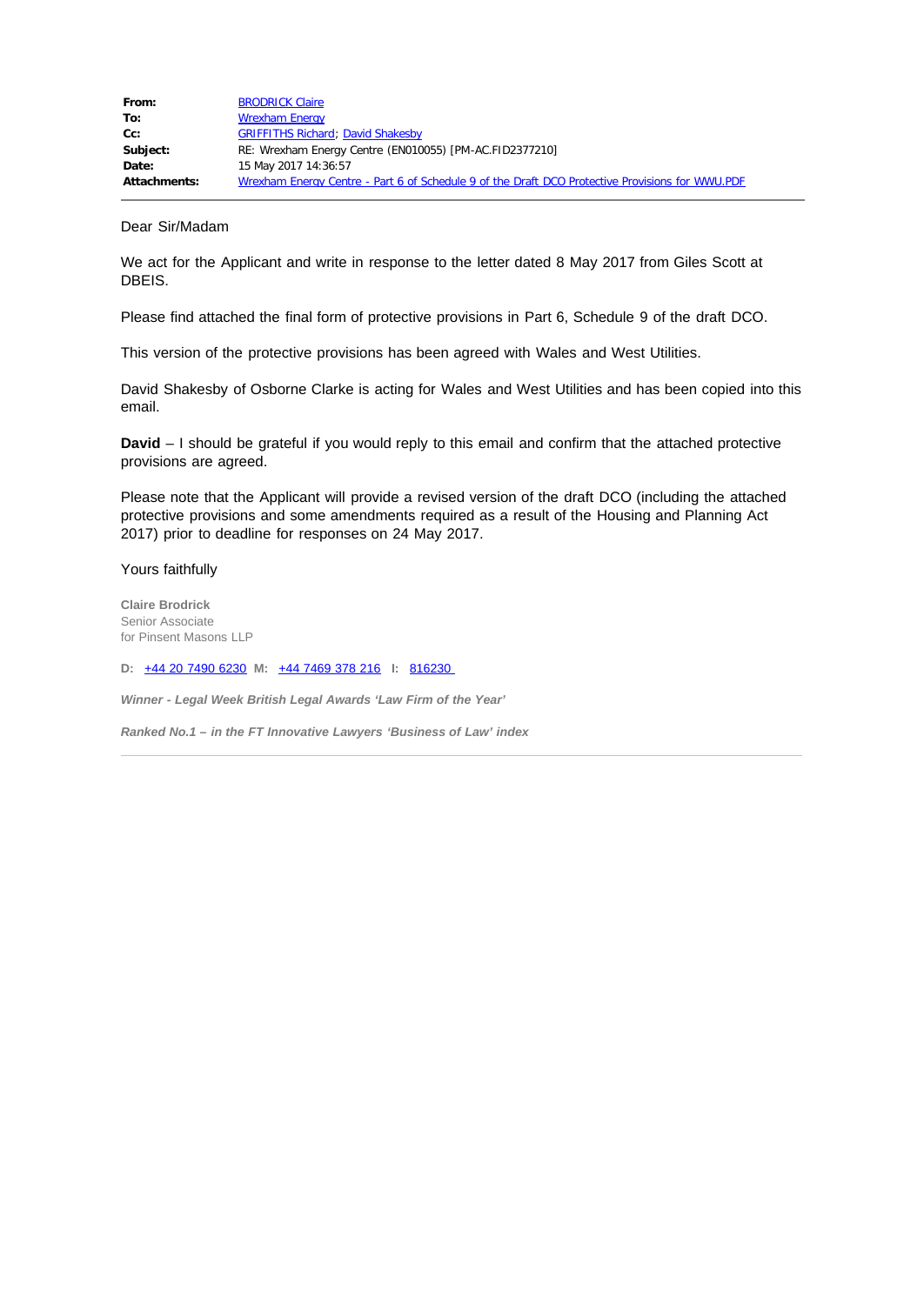| | |
|---|---|
| **From:** | BRODRICK Claire |
| **To:** | Wrexham Energy |
| **Cc:** | GRIFFITHS Richard; David Shakesby |
| **Subject:** | RE: Wrexham Energy Centre (EN010055) [PM-AC.FID2377210] |
| **Date:** | 15 May 2017 14:36:57 |
| **Attachments:** | Wrexham Energy Centre - Part 6 of Schedule 9 of the Draft DCO Protective Provisions for WWU.PDF |

Dear Sir/Madam

We act for the Applicant and write in response to the letter dated 8 May 2017 from Giles Scott at DBEIS.

Please find attached the final form of protective provisions in Part 6, Schedule 9 of the draft DCO.

This version of the protective provisions has been agreed with Wales and West Utilities.

David Shakesby of Osborne Clarke is acting for Wales and West Utilities and has been copied into this email.

**David** – I should be grateful if you would reply to this email and confirm that the attached protective provisions are agreed.

Please note that the Applicant will provide a revised version of the draft DCO (including the attached protective provisions and some amendments required as a result of the Housing and Planning Act 2017) prior to deadline for responses on 24 May 2017.

Yours faithfully

**Claire Brodrick**
Senior Associate
for Pinsent Masons LLP

**D:** +44 20 7490 6230 **M:** +44 7469 378 216 **I:** 816230

***Winner - Legal Week British Legal Awards 'Law Firm of the Year'***

***Ranked No.1 – in the FT Innovative Lawyers 'Business of Law' index***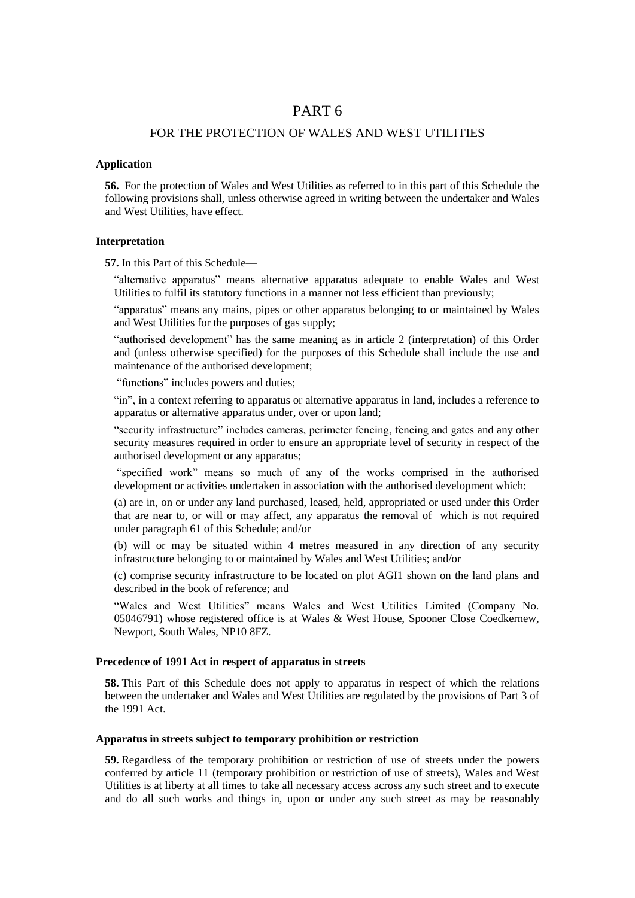# PART 6

## FOR THE PROTECTION OF WALES AND WEST UTILITIES

**Application**

**56.** For the protection of Wales and West Utilities as referred to in this part of this Schedule the following provisions shall, unless otherwise agreed in writing between the undertaker and Wales and West Utilities, have effect.

**Interpretation**

**57.** In this Part of this Schedule—

"alternative apparatus" means alternative apparatus adequate to enable Wales and West Utilities to fulfil its statutory functions in a manner not less efficient than previously;

"apparatus" means any mains, pipes or other apparatus belonging to or maintained by Wales and West Utilities for the purposes of gas supply;

"authorised development" has the same meaning as in article 2 (interpretation) of this Order and (unless otherwise specified) for the purposes of this Schedule shall include the use and maintenance of the authorised development;

"functions" includes powers and duties;

"in", in a context referring to apparatus or alternative apparatus in land, includes a reference to apparatus or alternative apparatus under, over or upon land;

"security infrastructure" includes cameras, perimeter fencing, fencing and gates and any other security measures required in order to ensure an appropriate level of security in respect of the authorised development or any apparatus;

"specified work" means so much of any of the works comprised in the authorised development or activities undertaken in association with the authorised development which:

(a) are in, on or under any land purchased, leased, held, appropriated or used under this Order that are near to, or will or may affect, any apparatus the removal of which is not required under paragraph 61 of this Schedule; and/or

(b) will or may be situated within 4 metres measured in any direction of any security infrastructure belonging to or maintained by Wales and West Utilities; and/or

(c) comprise security infrastructure to be located on plot AGI1 shown on the land plans and described in the book of reference; and

"Wales and West Utilities" means Wales and West Utilities Limited (Company No. 05046791) whose registered office is at Wales & West House, Spooner Close Coedkernew, Newport, South Wales, NP10 8FZ.

**Precedence of 1991 Act in respect of apparatus in streets**

**58.** This Part of this Schedule does not apply to apparatus in respect of which the relations between the undertaker and Wales and West Utilities are regulated by the provisions of Part 3 of the 1991 Act.

**Apparatus in streets subject to temporary prohibition or restriction**

**59.** Regardless of the temporary prohibition or restriction of use of streets under the powers conferred by article 11 (temporary prohibition or restriction of use of streets), Wales and West Utilities is at liberty at all times to take all necessary access across any such street and to execute and do all such works and things in, upon or under any such street as may be reasonably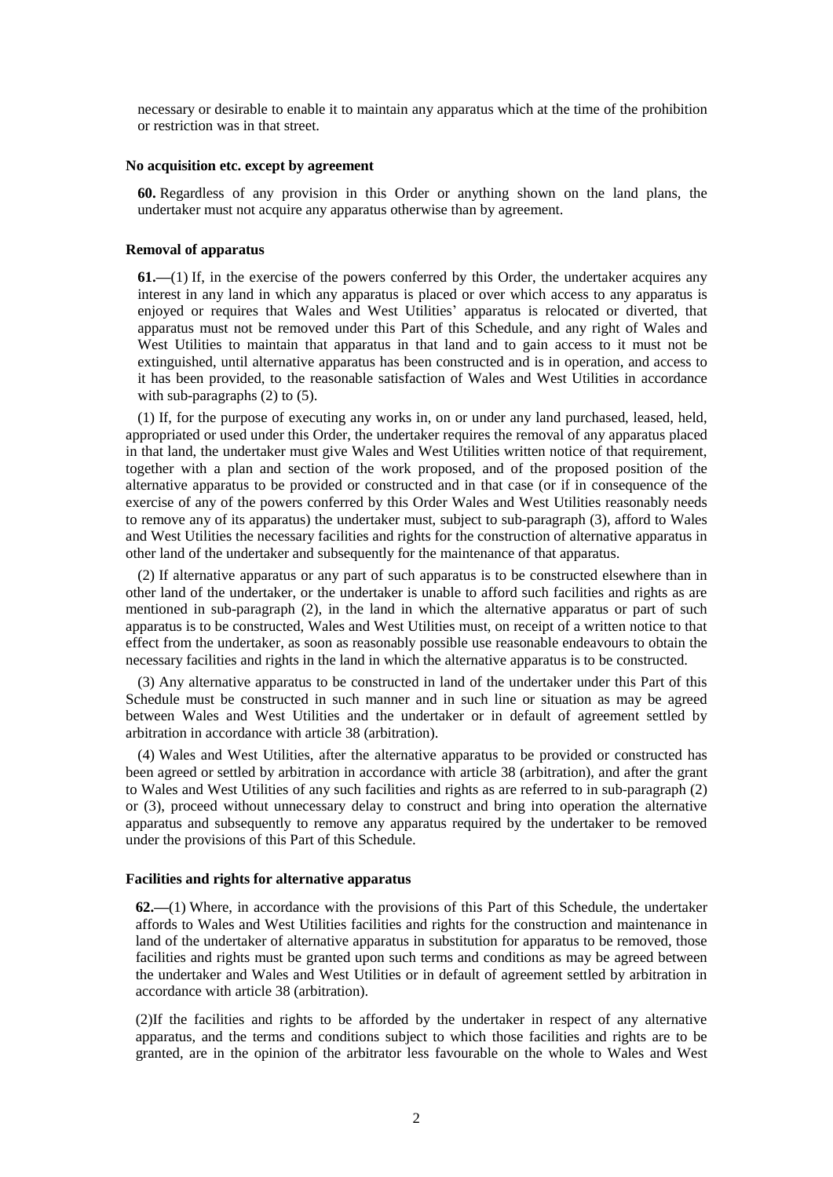necessary or desirable to enable it to maintain any apparatus which at the time of the prohibition or restriction was in that street.

**No acquisition etc. except by agreement**

**60.** Regardless of any provision in this Order or anything shown on the land plans, the undertaker must not acquire any apparatus otherwise than by agreement.

**Removal of apparatus**

**61.**—(1) If, in the exercise of the powers conferred by this Order, the undertaker acquires any interest in any land in which any apparatus is placed or over which access to any apparatus is enjoyed or requires that Wales and West Utilities' apparatus is relocated or diverted, that apparatus must not be removed under this Part of this Schedule, and any right of Wales and West Utilities to maintain that apparatus in that land and to gain access to it must not be extinguished, until alternative apparatus has been constructed and is in operation, and access to it has been provided, to the reasonable satisfaction of Wales and West Utilities in accordance with sub-paragraphs (2) to (5).

(1) If, for the purpose of executing any works in, on or under any land purchased, leased, held, appropriated or used under this Order, the undertaker requires the removal of any apparatus placed in that land, the undertaker must give Wales and West Utilities written notice of that requirement, together with a plan and section of the work proposed, and of the proposed position of the alternative apparatus to be provided or constructed and in that case (or if in consequence of the exercise of any of the powers conferred by this Order Wales and West Utilities reasonably needs to remove any of its apparatus) the undertaker must, subject to sub-paragraph (3), afford to Wales and West Utilities the necessary facilities and rights for the construction of alternative apparatus in other land of the undertaker and subsequently for the maintenance of that apparatus.

(2) If alternative apparatus or any part of such apparatus is to be constructed elsewhere than in other land of the undertaker, or the undertaker is unable to afford such facilities and rights as are mentioned in sub-paragraph (2), in the land in which the alternative apparatus or part of such apparatus is to be constructed, Wales and West Utilities must, on receipt of a written notice to that effect from the undertaker, as soon as reasonably possible use reasonable endeavours to obtain the necessary facilities and rights in the land in which the alternative apparatus is to be constructed.

(3) Any alternative apparatus to be constructed in land of the undertaker under this Part of this Schedule must be constructed in such manner and in such line or situation as may be agreed between Wales and West Utilities and the undertaker or in default of agreement settled by arbitration in accordance with article 38 (arbitration).

(4) Wales and West Utilities, after the alternative apparatus to be provided or constructed has been agreed or settled by arbitration in accordance with article 38 (arbitration), and after the grant to Wales and West Utilities of any such facilities and rights as are referred to in sub-paragraph (2) or (3), proceed without unnecessary delay to construct and bring into operation the alternative apparatus and subsequently to remove any apparatus required by the undertaker to be removed under the provisions of this Part of this Schedule.

**Facilities and rights for alternative apparatus**

**62.**—(1) Where, in accordance with the provisions of this Part of this Schedule, the undertaker affords to Wales and West Utilities facilities and rights for the construction and maintenance in land of the undertaker of alternative apparatus in substitution for apparatus to be removed, those facilities and rights must be granted upon such terms and conditions as may be agreed between the undertaker and Wales and West Utilities or in default of agreement settled by arbitration in accordance with article 38 (arbitration).

(2)If the facilities and rights to be afforded by the undertaker in respect of any alternative apparatus, and the terms and conditions subject to which those facilities and rights are to be granted, are in the opinion of the arbitrator less favourable on the whole to Wales and West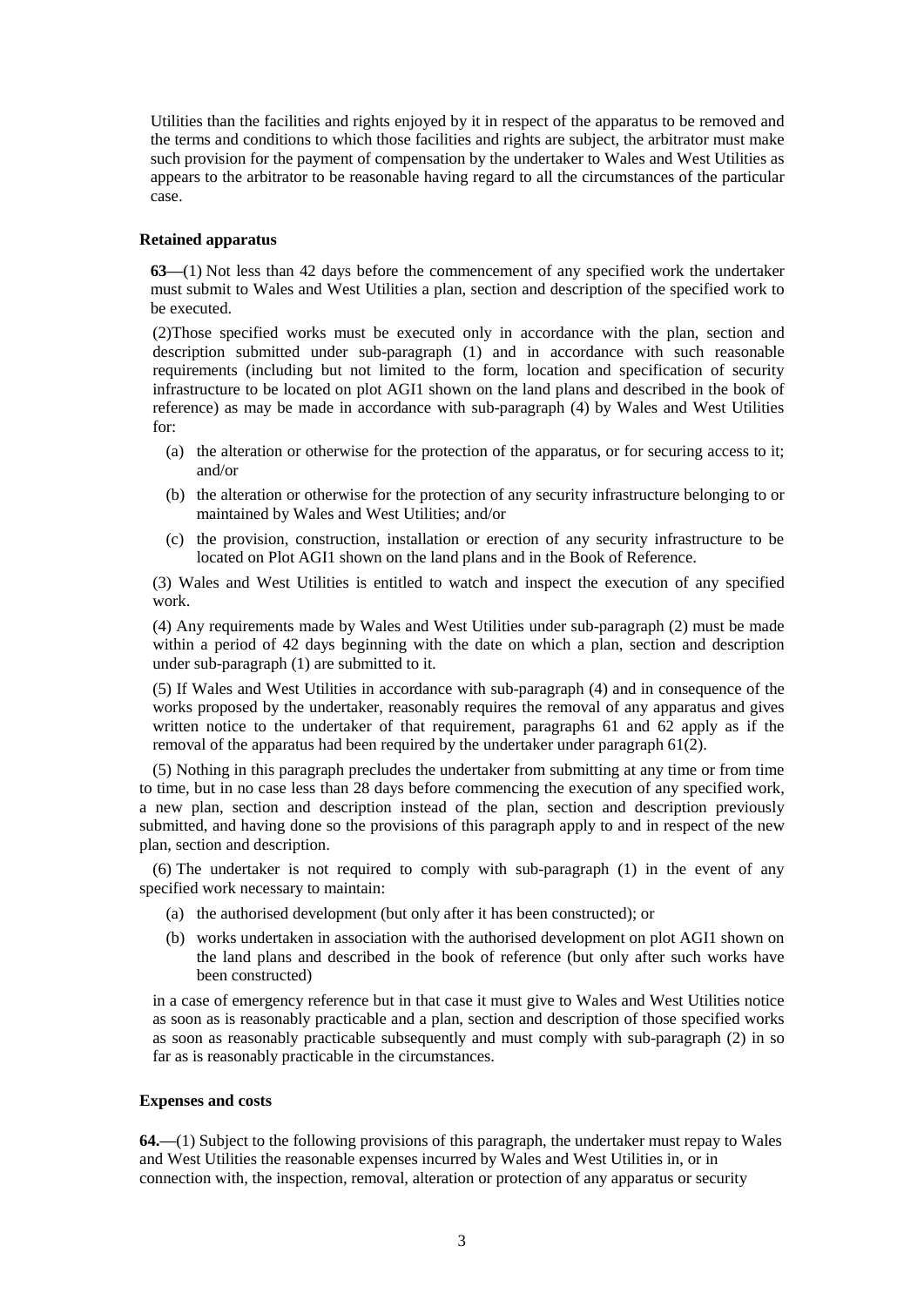Utilities than the facilities and rights enjoyed by it in respect of the apparatus to be removed and the terms and conditions to which those facilities and rights are subject, the arbitrator must make such provision for the payment of compensation by the undertaker to Wales and West Utilities as appears to the arbitrator to be reasonable having regard to all the circumstances of the particular case.

**Retained apparatus**

**63**—(1) Not less than 42 days before the commencement of any specified work the undertaker must submit to Wales and West Utilities a plan, section and description of the specified work to be executed.

(2)Those specified works must be executed only in accordance with the plan, section and description submitted under sub-paragraph (1) and in accordance with such reasonable requirements (including but not limited to the form, location and specification of security infrastructure to be located on plot AGI1 shown on the land plans and described in the book of reference) as may be made in accordance with sub-paragraph (4) by Wales and West Utilities for:

(a) the alteration or otherwise for the protection of the apparatus, or for securing access to it; and/or

(b) the alteration or otherwise for the protection of any security infrastructure belonging to or maintained by Wales and West Utilities; and/or

(c) the provision, construction, installation or erection of any security infrastructure to be located on Plot AGI1 shown on the land plans and in the Book of Reference.

(3) Wales and West Utilities is entitled to watch and inspect the execution of any specified work.

(4) Any requirements made by Wales and West Utilities under sub-paragraph (2) must be made within a period of 42 days beginning with the date on which a plan, section and description under sub-paragraph (1) are submitted to it.

(5) If Wales and West Utilities in accordance with sub-paragraph (4) and in consequence of the works proposed by the undertaker, reasonably requires the removal of any apparatus and gives written notice to the undertaker of that requirement, paragraphs 61 and 62 apply as if the removal of the apparatus had been required by the undertaker under paragraph 61(2).

(5) Nothing in this paragraph precludes the undertaker from submitting at any time or from time to time, but in no case less than 28 days before commencing the execution of any specified work, a new plan, section and description instead of the plan, section and description previously submitted, and having done so the provisions of this paragraph apply to and in respect of the new plan, section and description.

(6) The undertaker is not required to comply with sub-paragraph (1) in the event of any specified work necessary to maintain:

(a) the authorised development (but only after it has been constructed); or

(b) works undertaken in association with the authorised development on plot AGI1 shown on the land plans and described in the book of reference (but only after such works have been constructed)

in a case of emergency reference but in that case it must give to Wales and West Utilities notice as soon as is reasonably practicable and a plan, section and description of those specified works as soon as reasonably practicable subsequently and must comply with sub-paragraph (2) in so far as is reasonably practicable in the circumstances.

**Expenses and costs**

**64.**—(1) Subject to the following provisions of this paragraph, the undertaker must repay to Wales and West Utilities the reasonable expenses incurred by Wales and West Utilities in, or in connection with, the inspection, removal, alteration or protection of any apparatus or security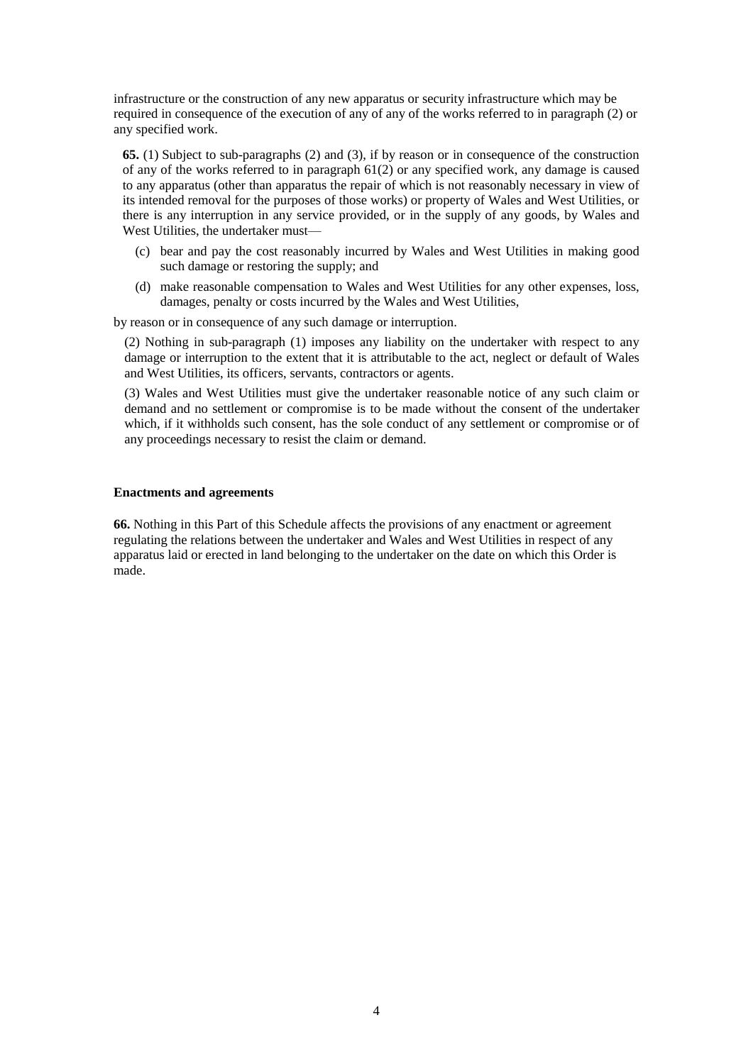infrastructure or the construction of any new apparatus or security infrastructure which may be required in consequence of the execution of any of any of the works referred to in paragraph (2) or any specified work.

**65.** (1) Subject to sub-paragraphs (2) and (3), if by reason or in consequence of the construction of any of the works referred to in paragraph 61(2) or any specified work, any damage is caused to any apparatus (other than apparatus the repair of which is not reasonably necessary in view of its intended removal for the purposes of those works) or property of Wales and West Utilities, or there is any interruption in any service provided, or in the supply of any goods, by Wales and West Utilities, the undertaker must—

(c) bear and pay the cost reasonably incurred by Wales and West Utilities in making good such damage or restoring the supply; and

(d) make reasonable compensation to Wales and West Utilities for any other expenses, loss, damages, penalty or costs incurred by the Wales and West Utilities,

by reason or in consequence of any such damage or interruption.

(2) Nothing in sub-paragraph (1) imposes any liability on the undertaker with respect to any damage or interruption to the extent that it is attributable to the act, neglect or default of Wales and West Utilities, its officers, servants, contractors or agents.

(3) Wales and West Utilities must give the undertaker reasonable notice of any such claim or demand and no settlement or compromise is to be made without the consent of the undertaker which, if it withholds such consent, has the sole conduct of any settlement or compromise or of any proceedings necessary to resist the claim or demand.

**Enactments and agreements**

**66.** Nothing in this Part of this Schedule affects the provisions of any enactment or agreement regulating the relations between the undertaker and Wales and West Utilities in respect of any apparatus laid or erected in land belonging to the undertaker on the date on which this Order is made.